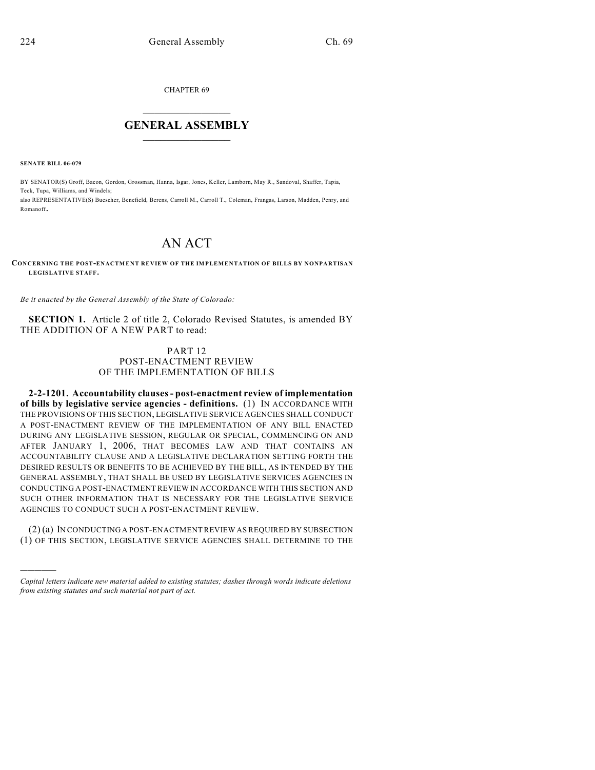CHAPTER 69

# GENERAL ASSEMBLY

**SENATE BILL 06-079**

BY SENATOR(S) Groff, Bacon, Gordon, Grossman, Hanna, Isgar, Jones, Keller, Lamborn, May R., Sandoval, Shaffer, Tapia, Teck, Tupa, Williams, and Windels;
also REPRESENTATIVE(S) Buescher, Benefield, Berens, Carroll M., Carroll T., Coleman, Frangas, Larson, Madden, Penry, and Romanoff.

# AN ACT

**CONCERNING THE POST-ENACTMENT REVIEW OF THE IMPLEMENTATION OF BILLS BY NONPARTISAN LEGISLATIVE STAFF.**

*Be it enacted by the General Assembly of the State of Colorado:*

**SECTION 1.** Article 2 of title 2, Colorado Revised Statutes, is amended BY THE ADDITION OF A NEW PART to read:

PART 12
POST-ENACTMENT REVIEW
OF THE IMPLEMENTATION OF BILLS

**2-2-1201. Accountability clauses - post-enactment review of implementation of bills by legislative service agencies - definitions.** (1) IN ACCORDANCE WITH THE PROVISIONS OF THIS SECTION, LEGISLATIVE SERVICE AGENCIES SHALL CONDUCT A POST-ENACTMENT REVIEW OF THE IMPLEMENTATION OF ANY BILL ENACTED DURING ANY LEGISLATIVE SESSION, REGULAR OR SPECIAL, COMMENCING ON AND AFTER JANUARY 1, 2006, THAT BECOMES LAW AND THAT CONTAINS AN ACCOUNTABILITY CLAUSE AND A LEGISLATIVE DECLARATION SETTING FORTH THE DESIRED RESULTS OR BENEFITS TO BE ACHIEVED BY THE BILL, AS INTENDED BY THE GENERAL ASSEMBLY, THAT SHALL BE USED BY LEGISLATIVE SERVICES AGENCIES IN CONDUCTING A POST-ENACTMENT REVIEW IN ACCORDANCE WITH THIS SECTION AND SUCH OTHER INFORMATION THAT IS NECESSARY FOR THE LEGISLATIVE SERVICE AGENCIES TO CONDUCT SUCH A POST-ENACTMENT REVIEW.

(2) (a) IN CONDUCTING A POST-ENACTMENT REVIEW AS REQUIRED BY SUBSECTION (1) OF THIS SECTION, LEGISLATIVE SERVICE AGENCIES SHALL DETERMINE TO THE

---

*Capital letters indicate new material added to existing statutes; dashes through words indicate deletions from existing statutes and such material not part of act.*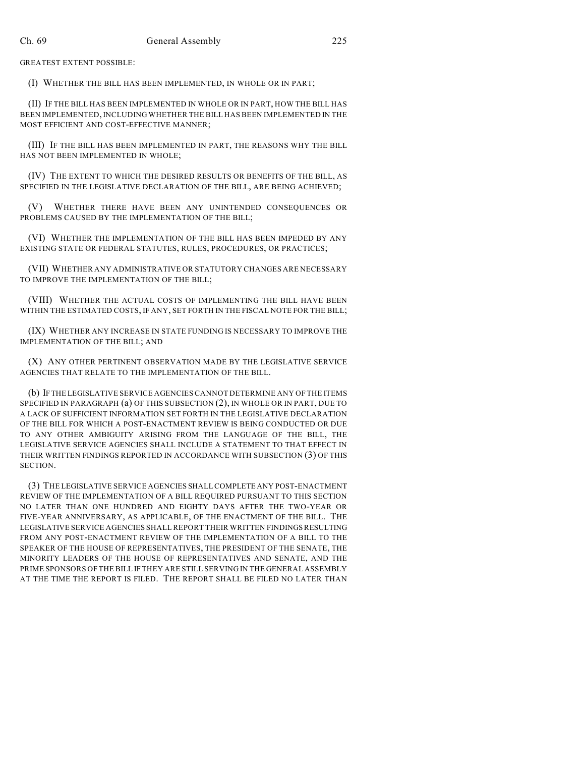GREATEST EXTENT POSSIBLE:

(I) WHETHER THE BILL HAS BEEN IMPLEMENTED, IN WHOLE OR IN PART;

(II) IF THE BILL HAS BEEN IMPLEMENTED IN WHOLE OR IN PART, HOW THE BILL HAS BEEN IMPLEMENTED, INCLUDING WHETHER THE BILL HAS BEEN IMPLEMENTED IN THE MOST EFFICIENT AND COST-EFFECTIVE MANNER;

(III) IF THE BILL HAS BEEN IMPLEMENTED IN PART, THE REASONS WHY THE BILL HAS NOT BEEN IMPLEMENTED IN WHOLE;

(IV) THE EXTENT TO WHICH THE DESIRED RESULTS OR BENEFITS OF THE BILL, AS SPECIFIED IN THE LEGISLATIVE DECLARATION OF THE BILL, ARE BEING ACHIEVED;

(V) WHETHER THERE HAVE BEEN ANY UNINTENDED CONSEQUENCES OR PROBLEMS CAUSED BY THE IMPLEMENTATION OF THE BILL;

(VI) WHETHER THE IMPLEMENTATION OF THE BILL HAS BEEN IMPEDED BY ANY EXISTING STATE OR FEDERAL STATUTES, RULES, PROCEDURES, OR PRACTICES;

(VII) WHETHER ANY ADMINISTRATIVE OR STATUTORY CHANGES ARE NECESSARY TO IMPROVE THE IMPLEMENTATION OF THE BILL;

(VIII) WHETHER THE ACTUAL COSTS OF IMPLEMENTING THE BILL HAVE BEEN WITHIN THE ESTIMATED COSTS, IF ANY, SET FORTH IN THE FISCAL NOTE FOR THE BILL;

(IX) WHETHER ANY INCREASE IN STATE FUNDING IS NECESSARY TO IMPROVE THE IMPLEMENTATION OF THE BILL; AND

(X) ANY OTHER PERTINENT OBSERVATION MADE BY THE LEGISLATIVE SERVICE AGENCIES THAT RELATE TO THE IMPLEMENTATION OF THE BILL.

(b) IF THE LEGISLATIVE SERVICE AGENCIES CANNOT DETERMINE ANY OF THE ITEMS SPECIFIED IN PARAGRAPH (a) OF THIS SUBSECTION (2), IN WHOLE OR IN PART, DUE TO A LACK OF SUFFICIENT INFORMATION SET FORTH IN THE LEGISLATIVE DECLARATION OF THE BILL FOR WHICH A POST-ENACTMENT REVIEW IS BEING CONDUCTED OR DUE TO ANY OTHER AMBIGUITY ARISING FROM THE LANGUAGE OF THE BILL, THE LEGISLATIVE SERVICE AGENCIES SHALL INCLUDE A STATEMENT TO THAT EFFECT IN THEIR WRITTEN FINDINGS REPORTED IN ACCORDANCE WITH SUBSECTION (3) OF THIS SECTION.

(3) THE LEGISLATIVE SERVICE AGENCIES SHALL COMPLETE ANY POST-ENACTMENT REVIEW OF THE IMPLEMENTATION OF A BILL REQUIRED PURSUANT TO THIS SECTION NO LATER THAN ONE HUNDRED AND EIGHTY DAYS AFTER THE TWO-YEAR OR FIVE-YEAR ANNIVERSARY, AS APPLICABLE, OF THE ENACTMENT OF THE BILL. THE LEGISLATIVE SERVICE AGENCIES SHALL REPORT THEIR WRITTEN FINDINGS RESULTING FROM ANY POST-ENACTMENT REVIEW OF THE IMPLEMENTATION OF A BILL TO THE SPEAKER OF THE HOUSE OF REPRESENTATIVES, THE PRESIDENT OF THE SENATE, THE MINORITY LEADERS OF THE HOUSE OF REPRESENTATIVES AND SENATE, AND THE PRIME SPONSORS OF THE BILL IF THEY ARE STILL SERVING IN THE GENERAL ASSEMBLY AT THE TIME THE REPORT IS FILED. THE REPORT SHALL BE FILED NO LATER THAN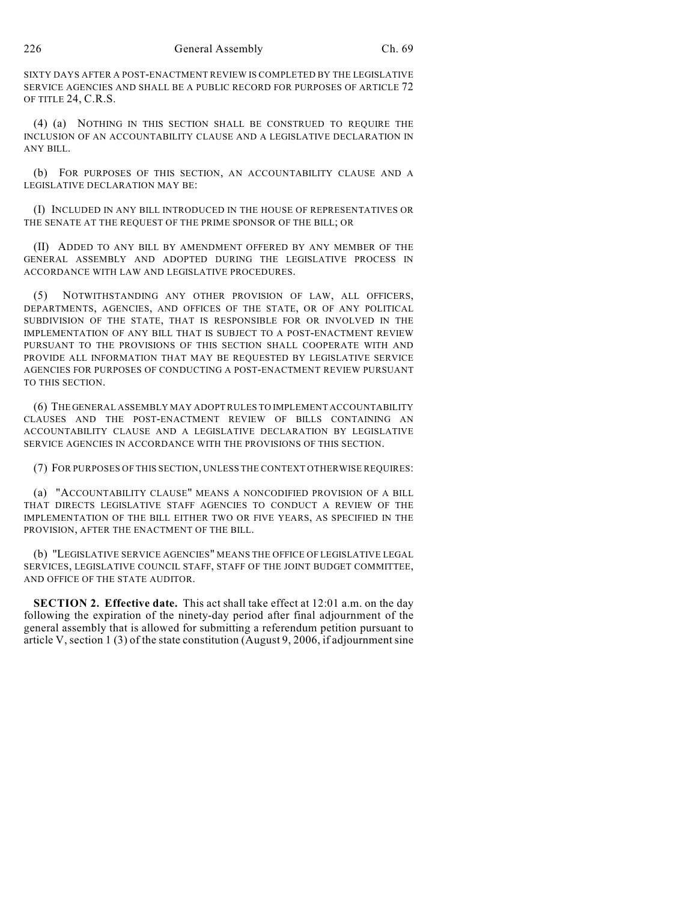SIXTY DAYS AFTER A POST-ENACTMENT REVIEW IS COMPLETED BY THE LEGISLATIVE SERVICE AGENCIES AND SHALL BE A PUBLIC RECORD FOR PURPOSES OF ARTICLE 72 OF TITLE 24, C.R.S.

(4) (a) NOTHING IN THIS SECTION SHALL BE CONSTRUED TO REQUIRE THE INCLUSION OF AN ACCOUNTABILITY CLAUSE AND A LEGISLATIVE DECLARATION IN ANY BILL.

(b) FOR PURPOSES OF THIS SECTION, AN ACCOUNTABILITY CLAUSE AND A LEGISLATIVE DECLARATION MAY BE:

(I) INCLUDED IN ANY BILL INTRODUCED IN THE HOUSE OF REPRESENTATIVES OR THE SENATE AT THE REQUEST OF THE PRIME SPONSOR OF THE BILL; OR

(II) ADDED TO ANY BILL BY AMENDMENT OFFERED BY ANY MEMBER OF THE GENERAL ASSEMBLY AND ADOPTED DURING THE LEGISLATIVE PROCESS IN ACCORDANCE WITH LAW AND LEGISLATIVE PROCEDURES.

(5) NOTWITHSTANDING ANY OTHER PROVISION OF LAW, ALL OFFICERS, DEPARTMENTS, AGENCIES, AND OFFICES OF THE STATE, OR OF ANY POLITICAL SUBDIVISION OF THE STATE, THAT IS RESPONSIBLE FOR OR INVOLVED IN THE IMPLEMENTATION OF ANY BILL THAT IS SUBJECT TO A POST-ENACTMENT REVIEW PURSUANT TO THE PROVISIONS OF THIS SECTION SHALL COOPERATE WITH AND PROVIDE ALL INFORMATION THAT MAY BE REQUESTED BY LEGISLATIVE SERVICE AGENCIES FOR PURPOSES OF CONDUCTING A POST-ENACTMENT REVIEW PURSUANT TO THIS SECTION.

(6) THE GENERAL ASSEMBLY MAY ADOPT RULES TO IMPLEMENT ACCOUNTABILITY CLAUSES AND THE POST-ENACTMENT REVIEW OF BILLS CONTAINING AN ACCOUNTABILITY CLAUSE AND A LEGISLATIVE DECLARATION BY LEGISLATIVE SERVICE AGENCIES IN ACCORDANCE WITH THE PROVISIONS OF THIS SECTION.

(7) FOR PURPOSES OF THIS SECTION, UNLESS THE CONTEXT OTHERWISE REQUIRES:

(a) "ACCOUNTABILITY CLAUSE" MEANS A NONCODIFIED PROVISION OF A BILL THAT DIRECTS LEGISLATIVE STAFF AGENCIES TO CONDUCT A REVIEW OF THE IMPLEMENTATION OF THE BILL EITHER TWO OR FIVE YEARS, AS SPECIFIED IN THE PROVISION, AFTER THE ENACTMENT OF THE BILL.

(b) "LEGISLATIVE SERVICE AGENCIES" MEANS THE OFFICE OF LEGISLATIVE LEGAL SERVICES, LEGISLATIVE COUNCIL STAFF, STAFF OF THE JOINT BUDGET COMMITTEE, AND OFFICE OF THE STATE AUDITOR.

**SECTION 2. Effective date.** This act shall take effect at 12:01 a.m. on the day following the expiration of the ninety-day period after final adjournment of the general assembly that is allowed for submitting a referendum petition pursuant to article V, section 1 (3) of the state constitution (August 9, 2006, if adjournment sine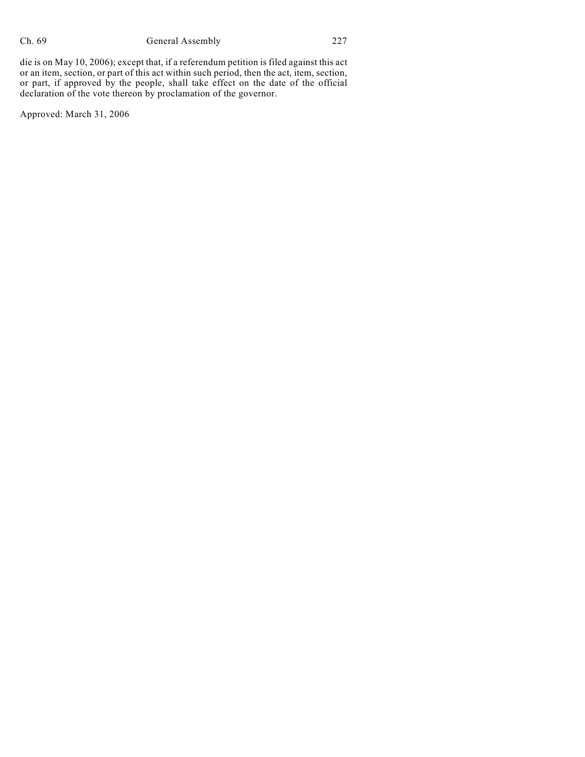die is on May 10, 2006); except that, if a referendum petition is filed against this act or an item, section, or part of this act within such period, then the act, item, section, or part, if approved by the people, shall take effect on the date of the official declaration of the vote thereon by proclamation of the governor.

Approved: March 31, 2006